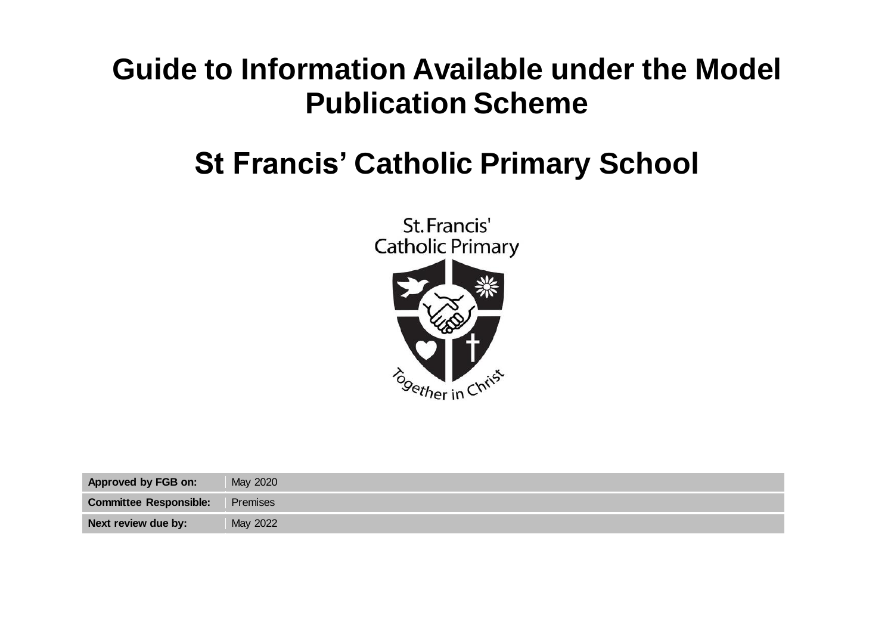# Guide to Information Available under the Model Publication Scheme

# St Francis' Catholic Primary School

| | |
|---|---|
| **Approved by FGB on:** | May 2020 |
| **Committee Responsible:** | Premises |
| **Next review due by:** | May 2022 |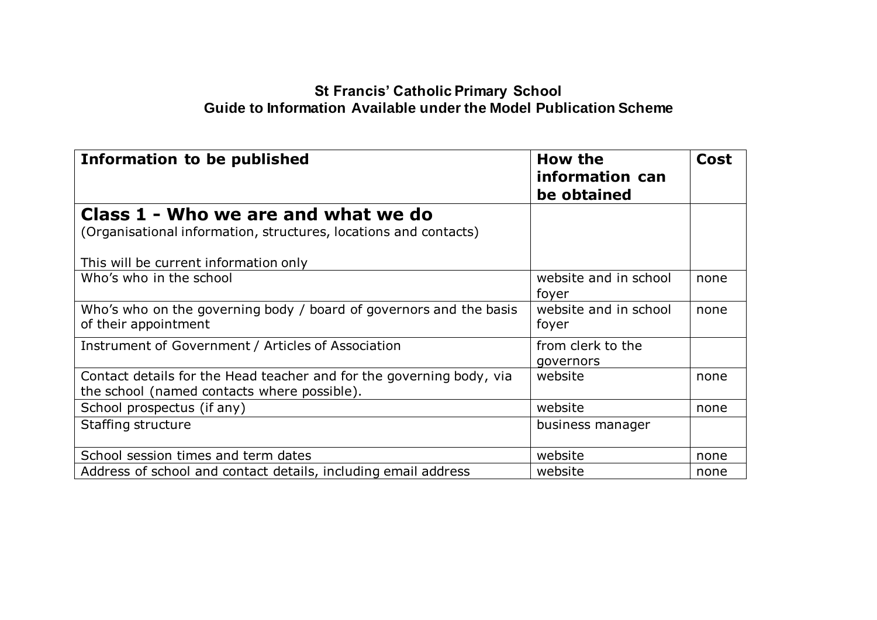**St Francis' Catholic Primary School**
**Guide to Information Available under the Model Publication Scheme**

| Information to be published | How the information can be obtained | Cost |
|---|---|---|
| **Class 1 - Who we are and what we do**<br>(Organisational information, structures, locations and contacts)<br><br>This will be current information only | | |
| Who's who in the school | website and in school foyer | none |
| Who's who on the governing body / board of governors and the basis of their appointment | website and in school foyer | none |
| Instrument of Government / Articles of Association | from clerk to the governors | |
| Contact details for the Head teacher and for the governing body, via the school (named contacts where possible). | website | none |
| School prospectus (if any) | website | none |
| Staffing structure | business manager | |
| School session times and term dates | website | none |
| Address of school and contact details, including email address | website | none |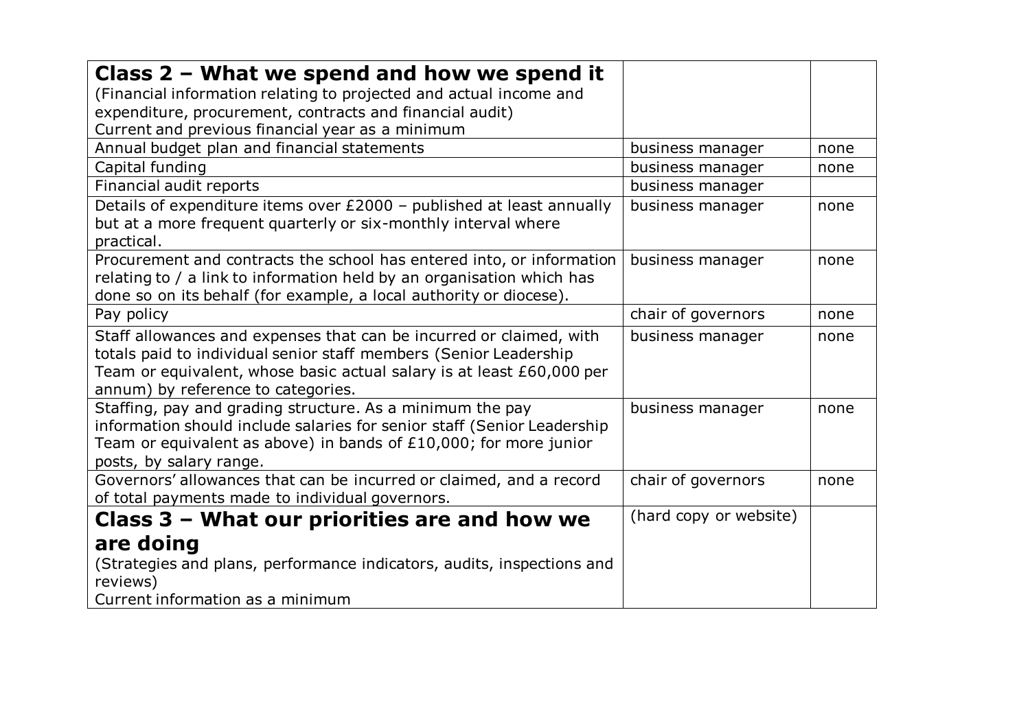| **Class 2 – What we spend and how we spend it**<br>(Financial information relating to projected and actual income and expenditure, procurement, contracts and financial audit)<br>Current and previous financial year as a minimum | | |
|---|---|---|
| Annual budget plan and financial statements | business manager | none |
| Capital funding | business manager | none |
| Financial audit reports | business manager | |
| Details of expenditure items over £2000 – published at least annually but at a more frequent quarterly or six-monthly interval where practical. | business manager | none |
| Procurement and contracts the school has entered into, or information relating to / a link to information held by an organisation which has done so on its behalf (for example, a local authority or diocese). | business manager | none |
| Pay policy | chair of governors | none |
| Staff allowances and expenses that can be incurred or claimed, with totals paid to individual senior staff members (Senior Leadership Team or equivalent, whose basic actual salary is at least £60,000 per annum) by reference to categories. | business manager | none |
| Staffing, pay and grading structure. As a minimum the pay information should include salaries for senior staff (Senior Leadership Team or equivalent as above) in bands of £10,000; for more junior posts, by salary range. | business manager | none |
| Governors' allowances that can be incurred or claimed, and a record of total payments made to individual governors. | chair of governors | none |
| **Class 3 – What our priorities are and how we are doing**<br>(Strategies and plans, performance indicators, audits, inspections and reviews)<br>Current information as a minimum | (hard copy or website) | |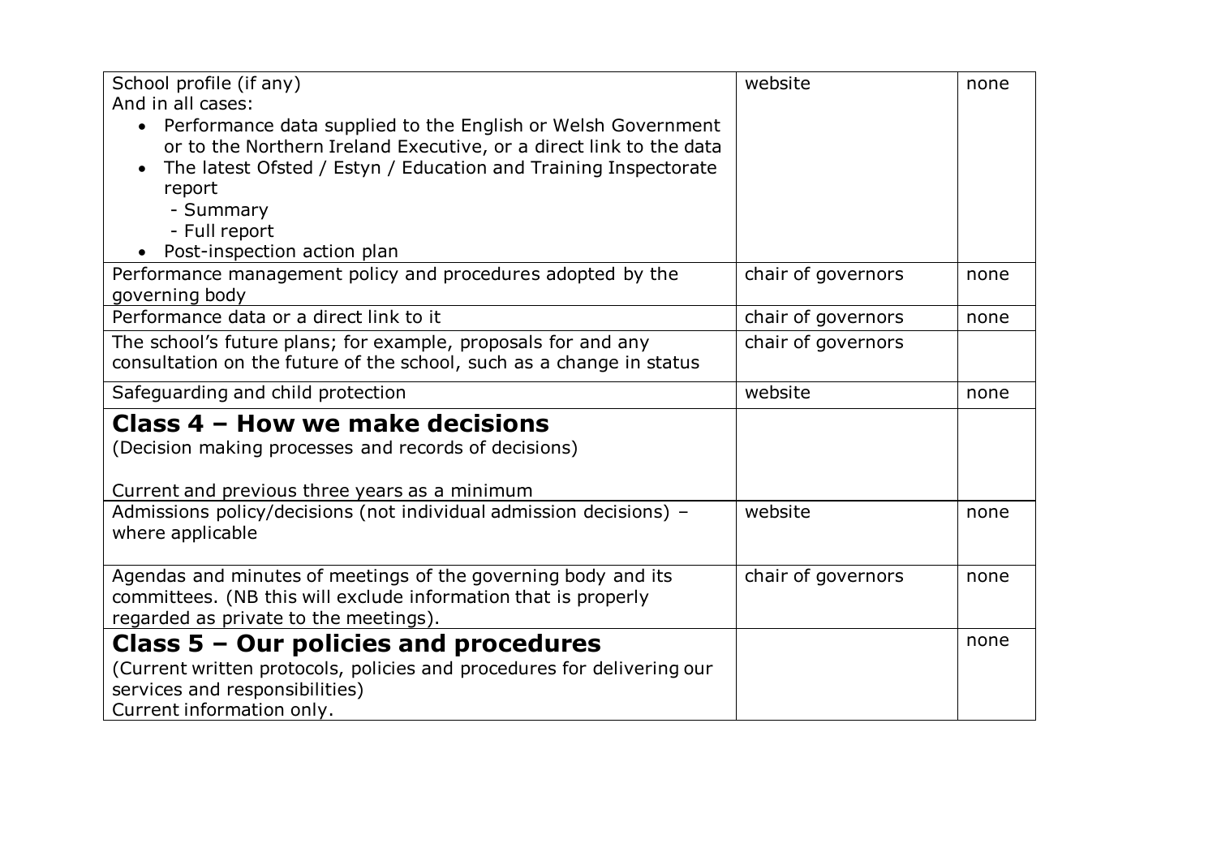| | | |
|---|---|---|
| School profile (if any)<br>And in all cases:<br>• Performance data supplied to the English or Welsh Government or to the Northern Ireland Executive, or a direct link to the data<br>• The latest Ofsted / Estyn / Education and Training Inspectorate report<br>  - Summary<br>  - Full report<br>• Post-inspection action plan | website | none |
| Performance management policy and procedures adopted by the governing body | chair of governors | none |
| Performance data or a direct link to it | chair of governors | none |
| The school's future plans; for example, proposals for and any consultation on the future of the school, such as a change in status | chair of governors | |
| Safeguarding and child protection | website | none |
| **Class 4 – How we make decisions**<br>(Decision making processes and records of decisions)<br><br>Current and previous three years as a minimum | | |
| Admissions policy/decisions (not individual admission decisions) – where applicable | website | none |
| Agendas and minutes of meetings of the governing body and its committees. (NB this will exclude information that is properly regarded as private to the meetings). | chair of governors | none |
| **Class 5 – Our policies and procedures**<br>(Current written protocols, policies and procedures for delivering our services and responsibilities)<br>Current information only. | | none |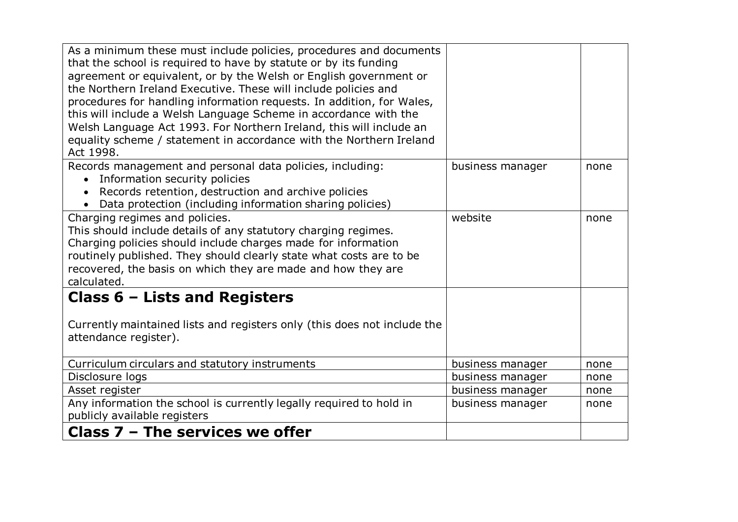| | | |
|---|---|---|
| As a minimum these must include policies, procedures and documents that the school is required to have by statute or by its funding agreement or equivalent, or by the Welsh or English government or the Northern Ireland Executive. These will include policies and procedures for handling information requests. In addition, for Wales, this will include a Welsh Language Scheme in accordance with the Welsh Language Act 1993. For Northern Ireland, this will include an equality scheme / statement in accordance with the Northern Ireland Act 1998. | | |
| Records management and personal data policies, including:<br>• Information security policies<br>• Records retention, destruction and archive policies<br>• Data protection (including information sharing policies) | business manager | none |
| Charging regimes and policies.<br>This should include details of any statutory charging regimes. Charging policies should include charges made for information routinely published. They should clearly state what costs are to be recovered, the basis on which they are made and how they are calculated. | website | none |
| **Class 6 – Lists and Registers**<br><br>Currently maintained lists and registers only (this does not include the attendance register). | | |
| Curriculum circulars and statutory instruments | business manager | none |
| Disclosure logs | business manager | none |
| Asset register | business manager | none |
| Any information the school is currently legally required to hold in publicly available registers | business manager | none |
| **Class 7 – The services we offer** | | |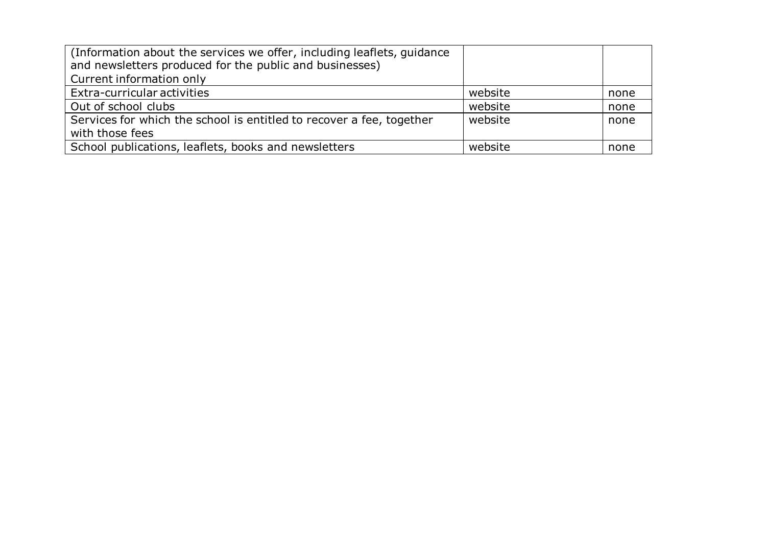| | | |
|---|---|---|
| (Information about the services we offer, including leaflets, guidance and newsletters produced for the public and businesses)<br>Current information only | | |
| Extra-curricular activities | website | none |
| Out of school clubs | website | none |
| Services for which the school is entitled to recover a fee, together with those fees | website | none |
| School publications, leaflets, books and newsletters | website | none |